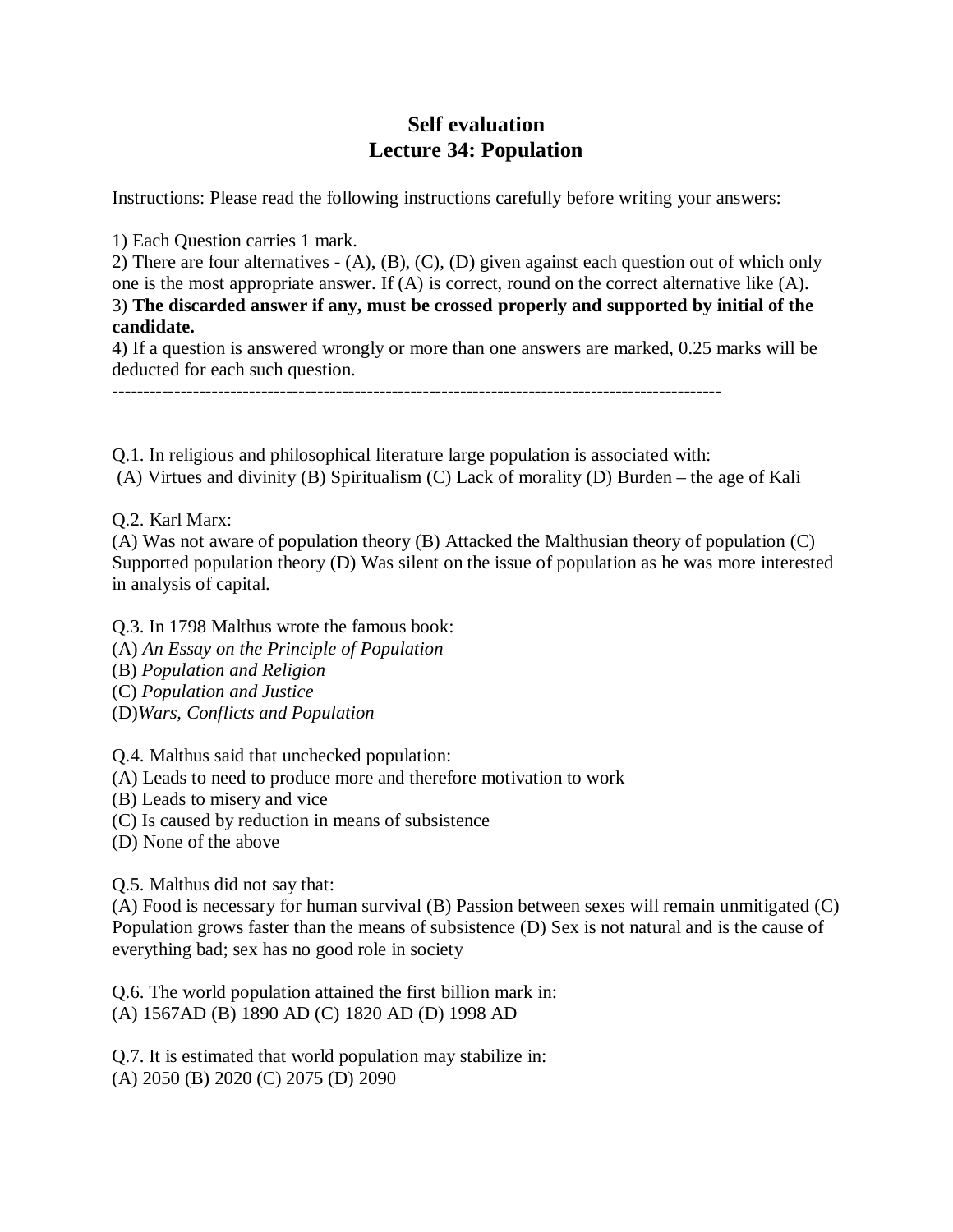# Self evaluation
# Lecture 34: Population

Instructions: Please read the following instructions carefully before writing your answers:

1) Each Question carries 1 mark.
2) There are four alternatives - (A), (B), (C), (D) given against each question out of which only one is the most appropriate answer. If (A) is correct, round on the correct alternative like (A).
3) **The discarded answer if any, must be crossed properly and supported by initial of the candidate.**
4) If a question is answered wrongly or more than one answers are marked, 0.25 marks will be deducted for each such question.

---

Q.1. In religious and philosophical literature large population is associated with:
(A) Virtues and divinity (B) Spiritualism (C) Lack of morality (D) Burden – the age of Kali

Q.2. Karl Marx:
(A) Was not aware of population theory (B) Attacked the Malthusian theory of population (C) Supported population theory (D) Was silent on the issue of population as he was more interested in analysis of capital.

Q.3. In 1798 Malthus wrote the famous book:
(A) *An Essay on the Principle of Population*
(B) *Population and Religion*
(C) *Population and Justice*
(D)*Wars, Conflicts and Population*

Q.4. Malthus said that unchecked population:
(A) Leads to need to produce more and therefore motivation to work
(B) Leads to misery and vice
(C) Is caused by reduction in means of subsistence
(D) None of the above

Q.5. Malthus did not say that:
(A) Food is necessary for human survival (B) Passion between sexes will remain unmitigated (C) Population grows faster than the means of subsistence (D) Sex is not natural and is the cause of everything bad; sex has no good role in society

Q.6. The world population attained the first billion mark in:
(A) 1567AD (B) 1890 AD (C) 1820 AD (D) 1998 AD

Q.7. It is estimated that world population may stabilize in:
(A) 2050 (B) 2020 (C) 2075 (D) 2090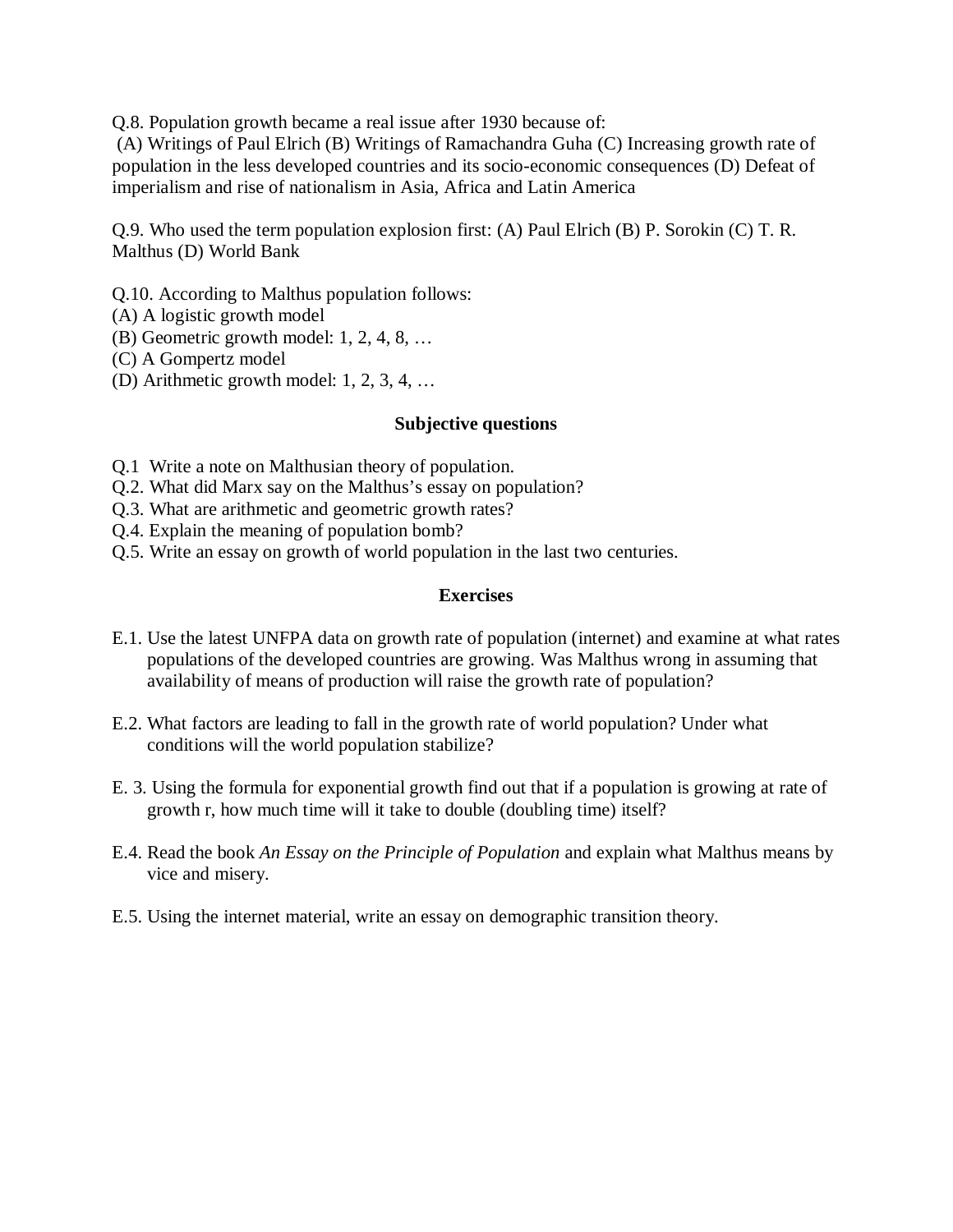Q.8. Population growth became a real issue after 1930 because of:
(A) Writings of Paul Elrich (B) Writings of Ramachandra Guha (C) Increasing growth rate of population in the less developed countries and its socio-economic consequences (D) Defeat of imperialism and rise of nationalism in Asia, Africa and Latin America

Q.9. Who used the term population explosion first: (A) Paul Elrich (B) P. Sorokin (C) T. R. Malthus (D) World Bank

Q.10. According to Malthus population follows:
(A) A logistic growth model
(B) Geometric growth model: 1, 2, 4, 8, …
(C) A Gompertz model
(D) Arithmetic growth model: 1, 2, 3, 4, …

## Subjective questions

Q.1 Write a note on Malthusian theory of population.
Q.2. What did Marx say on the Malthus's essay on population?
Q.3. What are arithmetic and geometric growth rates?
Q.4. Explain the meaning of population bomb?
Q.5. Write an essay on growth of world population in the last two centuries.

## Exercises

E.1. Use the latest UNFPA data on growth rate of population (internet) and examine at what rates populations of the developed countries are growing. Was Malthus wrong in assuming that availability of means of production will raise the growth rate of population?

E.2. What factors are leading to fall in the growth rate of world population? Under what conditions will the world population stabilize?

E. 3. Using the formula for exponential growth find out that if a population is growing at rate of growth r, how much time will it take to double (doubling time) itself?

E.4. Read the book *An Essay on the Principle of Population* and explain what Malthus means by vice and misery.

E.5. Using the internet material, write an essay on demographic transition theory.